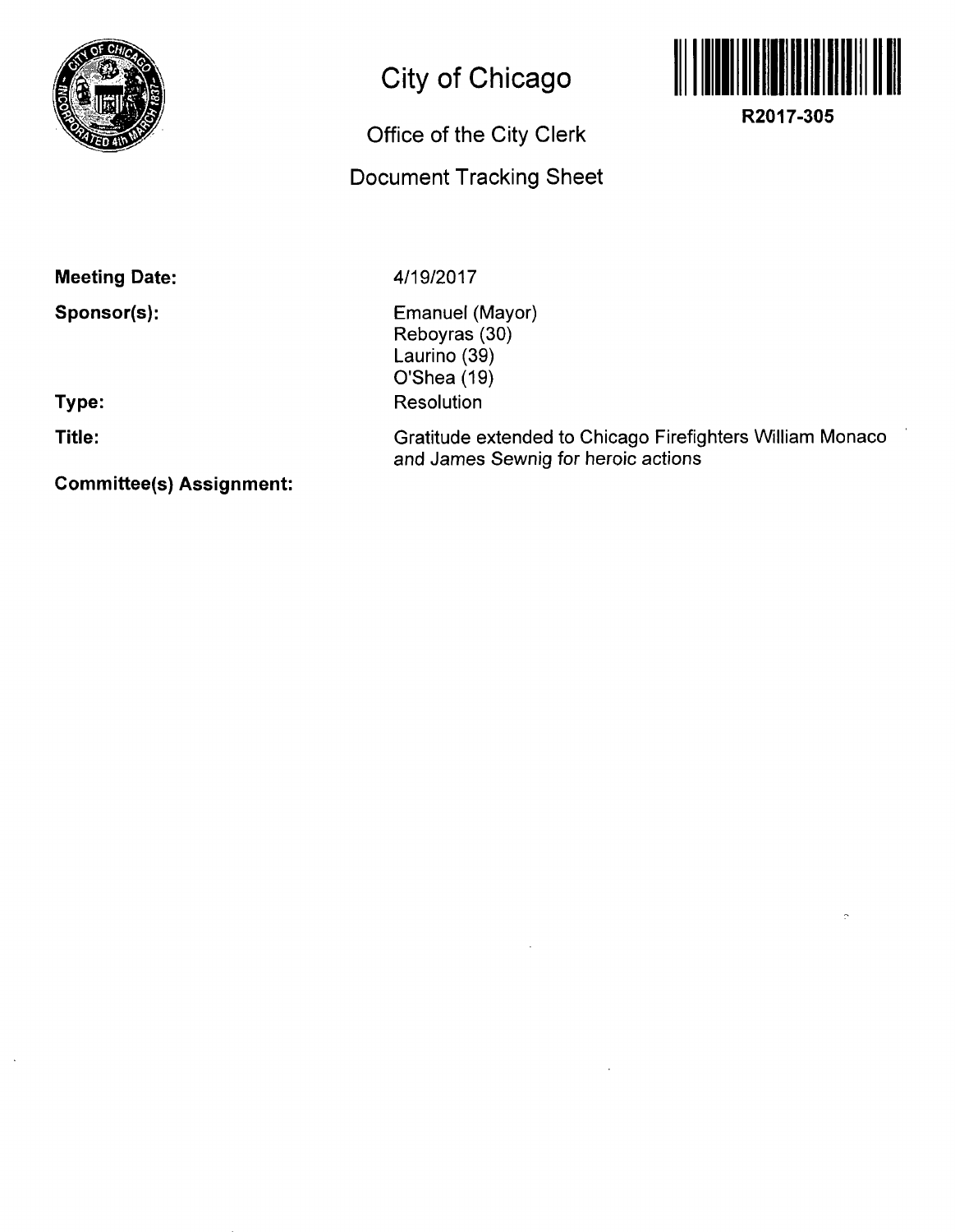# City of Chicago

## Office of the City Clerk

## Document Tracking Sheet

**R2017-305**

**Meeting Date:** 4/19/2017

**Sponsor(s):**
Emanuel (Mayor)
Reboyras (30)
Laurino (39)
O'Shea (19)

**Type:** Resolution

**Title:** Gratitude extended to Chicago Firefighters William Monaco and James Sewnig for heroic actions

**Committee(s) Assignment:**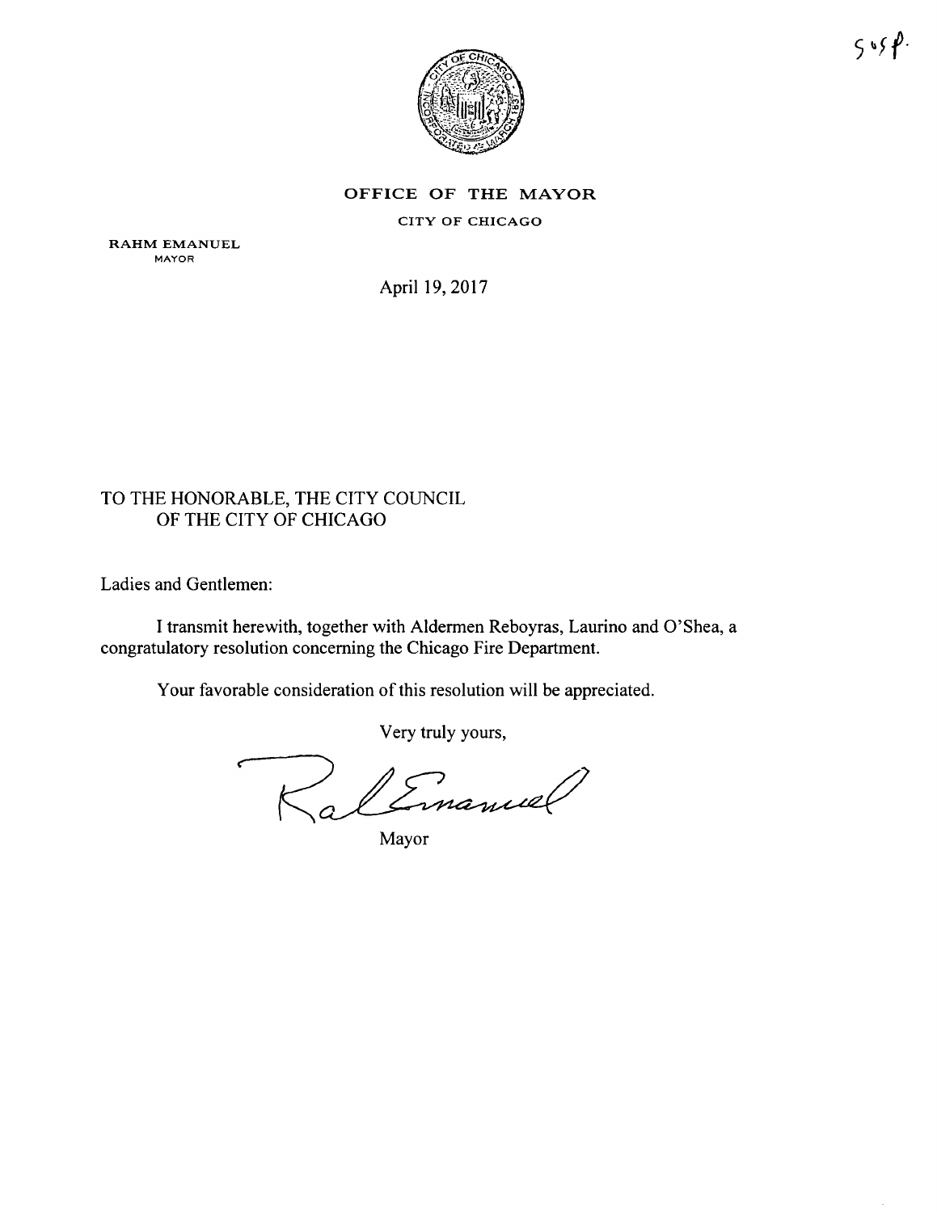SUSP.

**OFFICE OF THE MAYOR**

CITY OF CHICAGO

**RAHM EMANUEL**
MAYOR

April 19, 2017

TO THE HONORABLE, THE CITY COUNCIL
OF THE CITY OF CHICAGO

Ladies and Gentlemen:

I transmit herewith, together with Aldermen Reboyras, Laurino and O'Shea, a congratulatory resolution concerning the Chicago Fire Department.

Your favorable consideration of this resolution will be appreciated.

Very truly yours,

Mayor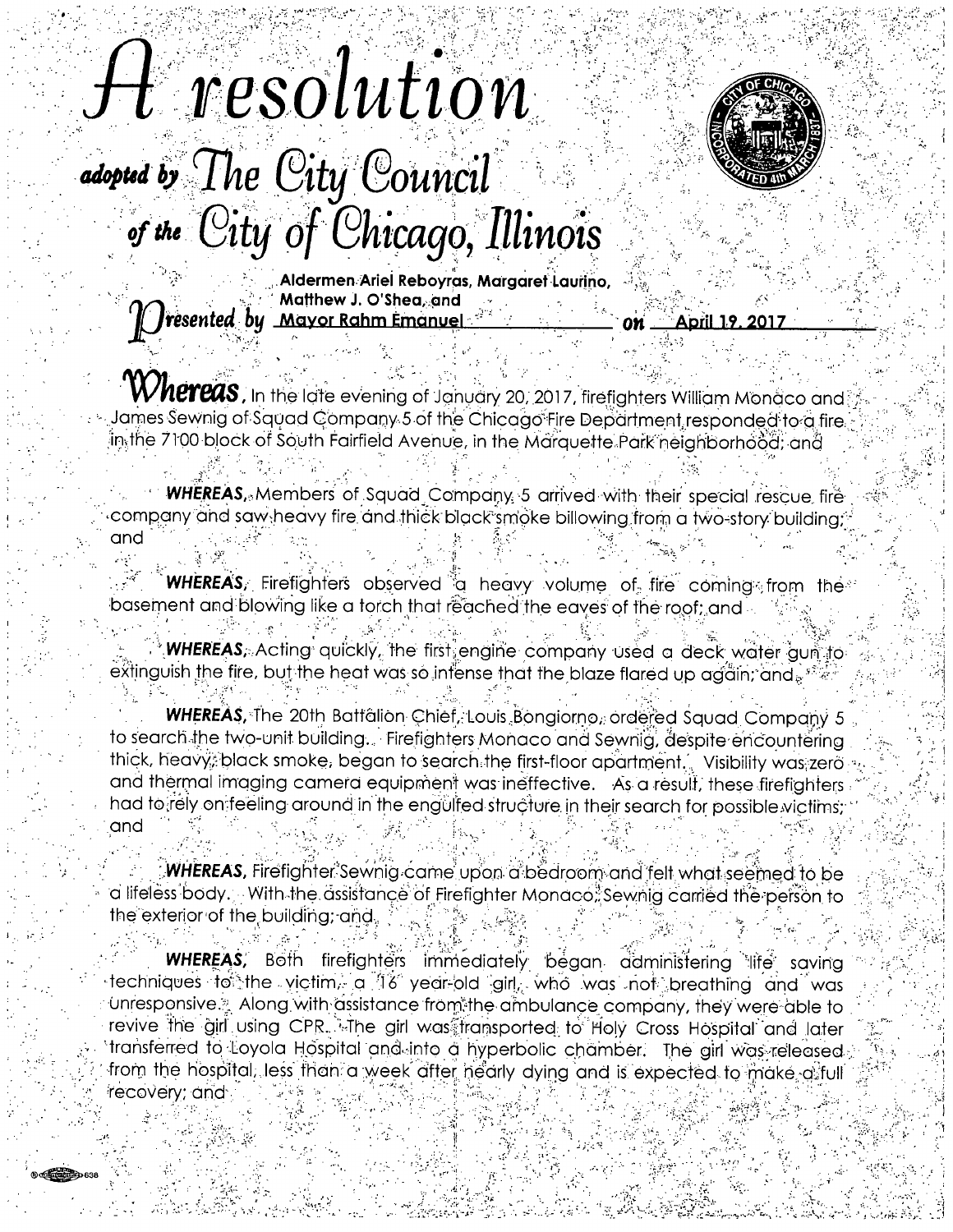# A resolution

## adopted by The City Council of the City of Chicago, Illinois

Presented by Aldermen Ariel Reboyras, Margaret Laurino, Matthew J. O'Shea, and Mayor Rahm Emanuel on April 19, 2017

**Whereas**, In the late evening of January 20, 2017, firefighters William Monaco and James Sewnig of Squad Company 5 of the Chicago Fire Department responded to a fire in the 7100 block of South Fairfield Avenue, in the Marquette Park neighborhood; and

***WHEREAS***, Members of Squad Company 5 arrived with their special rescue fire company and saw heavy fire and thick black smoke billowing from a two-story building; and

***WHEREAS***, Firefighters observed a heavy volume of fire coming from the basement and blowing like a torch that reached the eaves of the roof; and

***WHEREAS***, Acting quickly, the first engine company used a deck water gun to extinguish the fire, but the heat was so intense that the blaze flared up again; and

***WHEREAS***, The 20th Battalion Chief, Louis Bongiorno, ordered Squad Company 5 to search the two-unit building. Firefighters Monaco and Sewnig, despite encountering thick, heavy, black smoke, began to search the first-floor apartment. Visibility was zero and thermal imaging camera equipment was ineffective. As a result, these firefighters had to rely on feeling around in the engulfed structure in their search for possible victims; and

***WHEREAS***, Firefighter Sewnig came upon a bedroom and felt what seemed to be a lifeless body. With the assistance of Firefighter Monaco, Sewnig carried the person to the exterior of the building; and

***WHEREAS***, Both firefighters immediately began administering life saving techniques to the victim, a 16 year-old girl, who was not breathing and was unresponsive. Along with assistance from the ambulance company, they were able to revive the girl using CPR. The girl was transported to Holy Cross Hospital and later transferred to Loyola Hospital and into a hyperbolic chamber. The girl was released from the hospital, less than a week after nearly dying and is expected to make a full recovery; and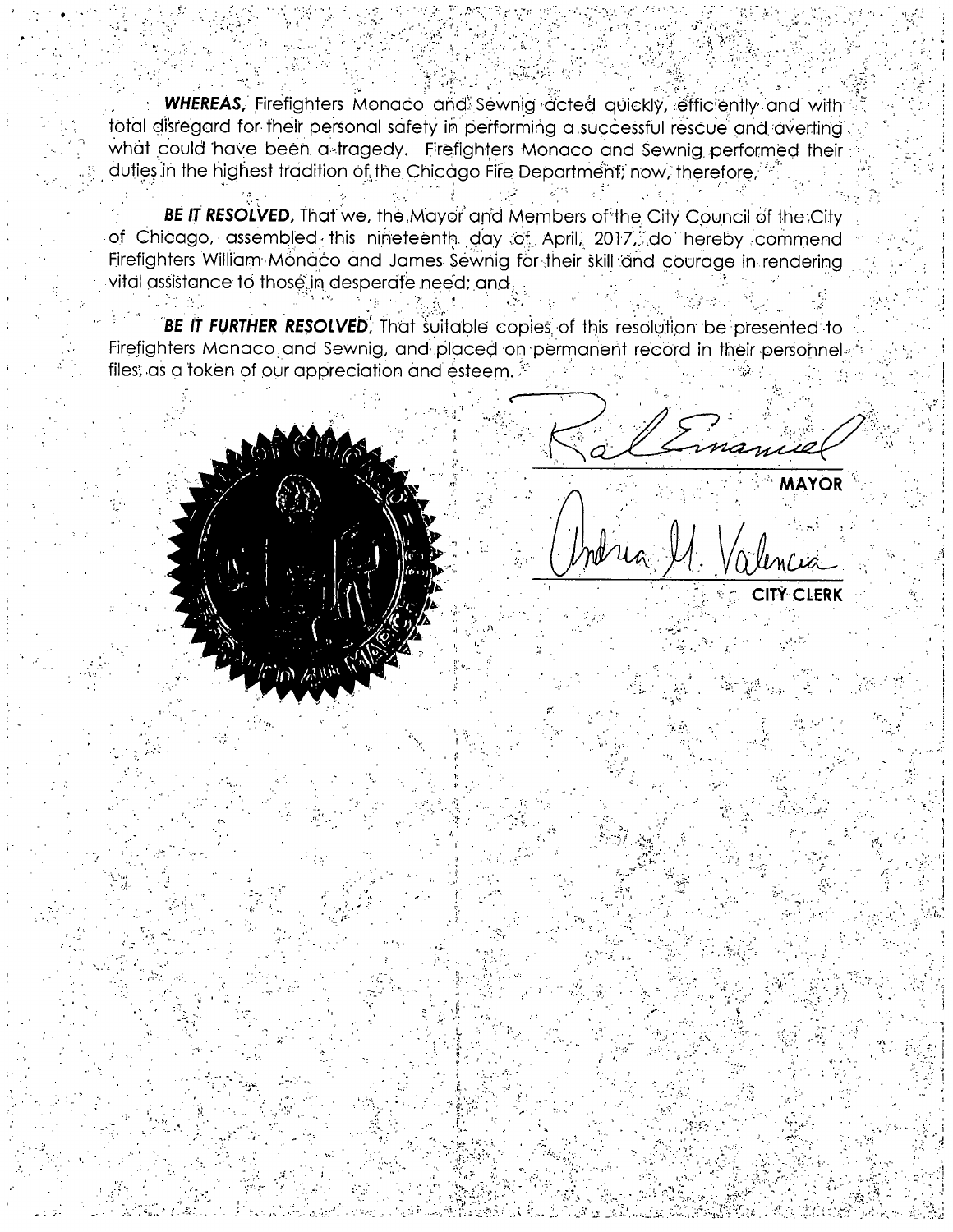***WHEREAS,*** Firefighters Monaco and Sewnig acted quickly, efficiently and with total disregard for their personal safety in performing a successful rescue and averting what could have been a tragedy. Firefighters Monaco and Sewnig performed their duties in the highest tradition of the Chicago Fire Department; now, therefore,

***BE IT RESOLVED,*** That we, the Mayor and Members of the City Council of the City of Chicago, assembled this nineteenth day of April, 2017, do hereby commend Firefighters William Monaco and James Sewnig for their skill and courage in rendering vital assistance to those in desperate need; and

***BE IT FURTHER RESOLVED,*** That suitable copies of this resolution be presented to Firefighters Monaco and Sewnig, and placed on permanent record in their personnel files, as a token of our appreciation and esteem.

Rahm Emanuel

**MAYOR**

Andrea M. Valencia

**CITY CLERK**